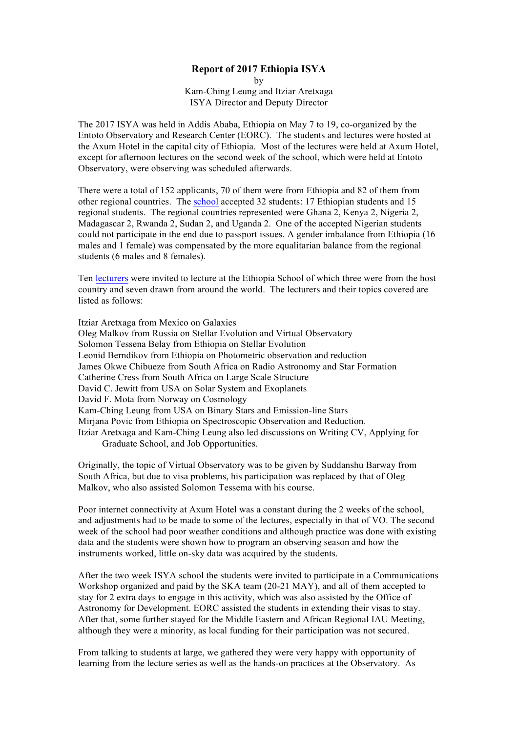# Report of 2017 Ethiopia ISYA

by
Kam-Ching Leung and Itziar Aretxaga
ISYA Director and Deputy Director

The 2017 ISYA was held in Addis Ababa, Ethiopia on May 7 to 19, co-organized by the Entoto Observatory and Research Center (EORC). The students and lectures were hosted at the Axum Hotel in the capital city of Ethiopia. Most of the lectures were held at Axum Hotel, except for afternoon lectures on the second week of the school, which were held at Entoto Observatory, were observing was scheduled afterwards.

There were a total of 152 applicants, 70 of them were from Ethiopia and 82 of them from other regional countries. The school accepted 32 students: 17 Ethiopian students and 15 regional students. The regional countries represented were Ghana 2, Kenya 2, Nigeria 2, Madagascar 2, Rwanda 2, Sudan 2, and Uganda 2. One of the accepted Nigerian students could not participate in the end due to passport issues. A gender imbalance from Ethiopia (16 males and 1 female) was compensated by the more equalitarian balance from the regional students (6 males and 8 females).

Ten lecturers were invited to lecture at the Ethiopia School of which three were from the host country and seven drawn from around the world. The lecturers and their topics covered are listed as follows:

Itziar Aretxaga from Mexico on Galaxies
Oleg Malkov from Russia on Stellar Evolution and Virtual Observatory
Solomon Tessena Belay from Ethiopia on Stellar Evolution
Leonid Berndikov from Ethiopia on Photometric observation and reduction
James Okwe Chibueze from South Africa on Radio Astronomy and Star Formation
Catherine Cress from South Africa on Large Scale Structure
David C. Jewitt from USA on Solar System and Exoplanets
David F. Mota from Norway on Cosmology
Kam-Ching Leung from USA on Binary Stars and Emission-line Stars
Mirjana Povic from Ethiopia on Spectroscopic Observation and Reduction.
Itziar Aretxaga and Kam-Ching Leung also led discussions on Writing CV, Applying for Graduate School, and Job Opportunities.

Originally, the topic of Virtual Observatory was to be given by Suddanshu Barway from South Africa, but due to visa problems, his participation was replaced by that of Oleg Malkov, who also assisted Solomon Tessema with his course.

Poor internet connectivity at Axum Hotel was a constant during the 2 weeks of the school, and adjustments had to be made to some of the lectures, especially in that of VO. The second week of the school had poor weather conditions and although practice was done with existing data and the students were shown how to program an observing season and how the instruments worked, little on-sky data was acquired by the students.

After the two week ISYA school the students were invited to participate in a Communications Workshop organized and paid by the SKA team (20-21 MAY), and all of them accepted to stay for 2 extra days to engage in this activity, which was also assisted by the Office of Astronomy for Development. EORC assisted the students in extending their visas to stay. After that, some further stayed for the Middle Eastern and African Regional IAU Meeting, although they were a minority, as local funding for their participation was not secured.

From talking to students at large, we gathered they were very happy with opportunity of learning from the lecture series as well as the hands-on practices at the Observatory. As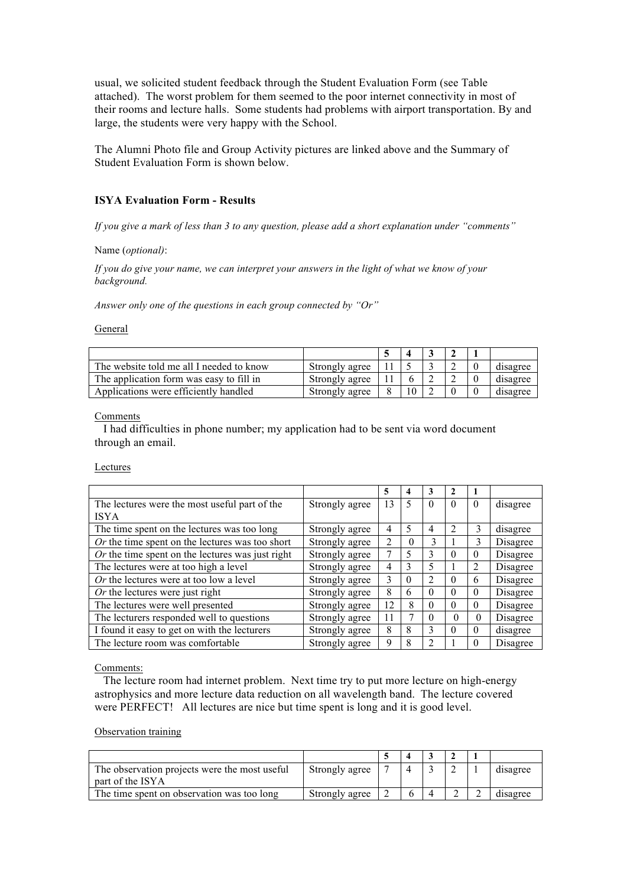usual, we solicited student feedback through the Student Evaluation Form (see Table attached). The worst problem for them seemed to the poor internet connectivity in most of their rooms and lecture halls. Some students had problems with airport transportation. By and large, the students were very happy with the School.

The Alumni Photo file and Group Activity pictures are linked above and the Summary of Student Evaluation Form is shown below.

**ISYA Evaluation Form - Results**

*If you give a mark of less than 3 to any question, please add a short explanation under "comments"*

Name (*optional*):

*If you do give your name, we can interpret your answers in the light of what we know of your background.*

*Answer only one of the questions in each group connected by "Or"*

General

| | | 5 | 4 | 3 | 2 | 1 | |
|---|---|---|---|---|---|---|---|
| The website told me all I needed to know | Strongly agree | 11 | 5 | 3 | 2 | 0 | disagree |
| The application form was easy to fill in | Strongly agree | 11 | 6 | 2 | 2 | 0 | disagree |
| Applications were efficiently handled | Strongly agree | 8 | 10 | 2 | 0 | 0 | disagree |

Comments

I had difficulties in phone number; my application had to be sent via word document through an email.

Lectures

| | | 5 | 4 | 3 | 2 | 1 | |
|---|---|---|---|---|---|---|---|
| The lectures were the most useful part of the ISYA | Strongly agree | 13 | 5 | 0 | 0 | 0 | disagree |
| The time spent on the lectures was too long | Strongly agree | 4 | 5 | 4 | 2 | 3 | disagree |
| *Or* the time spent on the lectures was too short | Strongly agree | 2 | 0 | 3 | 1 | 3 | Disagree |
| *Or* the time spent on the lectures was just right | Strongly agree | 7 | 5 | 3 | 0 | 0 | Disagree |
| The lectures were at too high a level | Strongly agree | 4 | 3 | 5 | 1 | 2 | Disagree |
| *Or* the lectures were at too low a level | Strongly agree | 3 | 0 | 2 | 0 | 6 | Disagree |
| *Or* the lectures were just right | Strongly agree | 8 | 6 | 0 | 0 | 0 | Disagree |
| The lectures were well presented | Strongly agree | 12 | 8 | 0 | 0 | 0 | Disagree |
| The lecturers responded well to questions | Strongly agree | 11 | 7 | 0 | 0 | 0 | Disagree |
| I found it easy to get on with the lecturers | Strongly agree | 8 | 8 | 3 | 0 | 0 | disagree |
| The lecture room was comfortable | Strongly agree | 9 | 8 | 2 | 1 | 0 | Disagree |

Comments:

The lecture room had internet problem. Next time try to put more lecture on high-energy astrophysics and more lecture data reduction on all wavelength band. The lecture covered were PERFECT! All lectures are nice but time spent is long and it is good level.

Observation training

| | | 5 | 4 | 3 | 2 | 1 | |
|---|---|---|---|---|---|---|---|
| The observation projects were the most useful part of the ISYA | Strongly agree | 7 | 4 | 3 | 2 | 1 | disagree |
| The time spent on observation was too long | Strongly agree | 2 | 6 | 4 | 2 | 2 | disagree |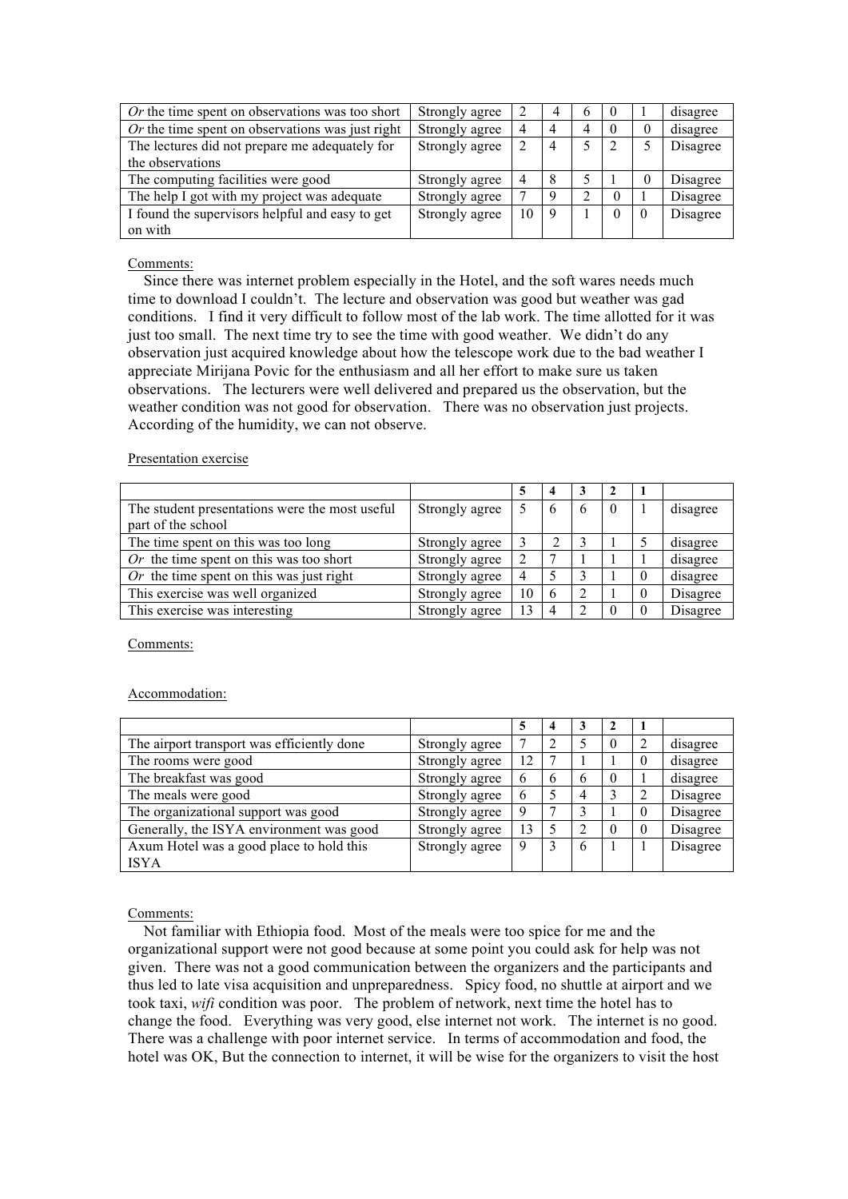| | | | | | | | |
|---|---|---|---|---|---|---|---|
| *Or* the time spent on observations was too short | Strongly agree | 2 | 4 | 6 | 0 | 1 | disagree |
| *Or* the time spent on observations was just right | Strongly agree | 4 | 4 | 4 | 0 | 0 | disagree |
| The lectures did not prepare me adequately for the observations | Strongly agree | 2 | 4 | 5 | 2 | 5 | Disagree |
| The computing facilities were good | Strongly agree | 4 | 8 | 5 | 1 | 0 | Disagree |
| The help I got with my project was adequate | Strongly agree | 7 | 9 | 2 | 0 | 1 | Disagree |
| I found the supervisors helpful and easy to get on with | Strongly agree | 10 | 9 | 1 | 0 | 0 | Disagree |

Comments:

Since there was internet problem especially in the Hotel, and the soft wares needs much time to download I couldn't. The lecture and observation was good but weather was gad conditions. I find it very difficult to follow most of the lab work. The time allotted for it was just too small. The next time try to see the time with good weather. We didn't do any observation just acquired knowledge about how the telescope work due to the bad weather I appreciate Mirijana Povic for the enthusiasm and all her effort to make sure us taken observations. The lecturers were well delivered and prepared us the observation, but the weather condition was not good for observation. There was no observation just projects. According of the humidity, we can not observe.

Presentation exercise

| | | 5 | 4 | 3 | 2 | 1 | |
|---|---|---|---|---|---|---|---|
| The student presentations were the most useful part of the school | Strongly agree | 5 | 6 | 6 | 0 | 1 | disagree |
| The time spent on this was too long | Strongly agree | 3 | 2 | 3 | 1 | 5 | disagree |
| *Or* the time spent on this was too short | Strongly agree | 2 | 7 | 1 | 1 | 1 | disagree |
| *Or* the time spent on this was just right | Strongly agree | 4 | 5 | 3 | 1 | 0 | disagree |
| This exercise was well organized | Strongly agree | 10 | 6 | 2 | 1 | 0 | Disagree |
| This exercise was interesting | Strongly agree | 13 | 4 | 2 | 0 | 0 | Disagree |

Comments:

Accommodation:

| | | 5 | 4 | 3 | 2 | 1 | |
|---|---|---|---|---|---|---|---|
| The airport transport was efficiently done | Strongly agree | 7 | 2 | 5 | 0 | 2 | disagree |
| The rooms were good | Strongly agree | 12 | 7 | 1 | 1 | 0 | disagree |
| The breakfast was good | Strongly agree | 6 | 6 | 6 | 0 | 1 | disagree |
| The meals were good | Strongly agree | 6 | 5 | 4 | 3 | 2 | Disagree |
| The organizational support was good | Strongly agree | 9 | 7 | 3 | 1 | 0 | Disagree |
| Generally, the ISYA environment was good | Strongly agree | 13 | 5 | 2 | 0 | 0 | Disagree |
| Axum Hotel was a good place to hold this ISYA | Strongly agree | 9 | 3 | 6 | 1 | 1 | Disagree |

Comments:

Not familiar with Ethiopia food. Most of the meals were too spice for me and the organizational support were not good because at some point you could ask for help was not given. There was not a good communication between the organizers and the participants and thus led to late visa acquisition and unpreparedness. Spicy food, no shuttle at airport and we took taxi, *wifi* condition was poor. The problem of network, next time the hotel has to change the food. Everything was very good, else internet not work. The internet is no good. There was a challenge with poor internet service. In terms of accommodation and food, the hotel was OK, But the connection to internet, it will be wise for the organizers to visit the host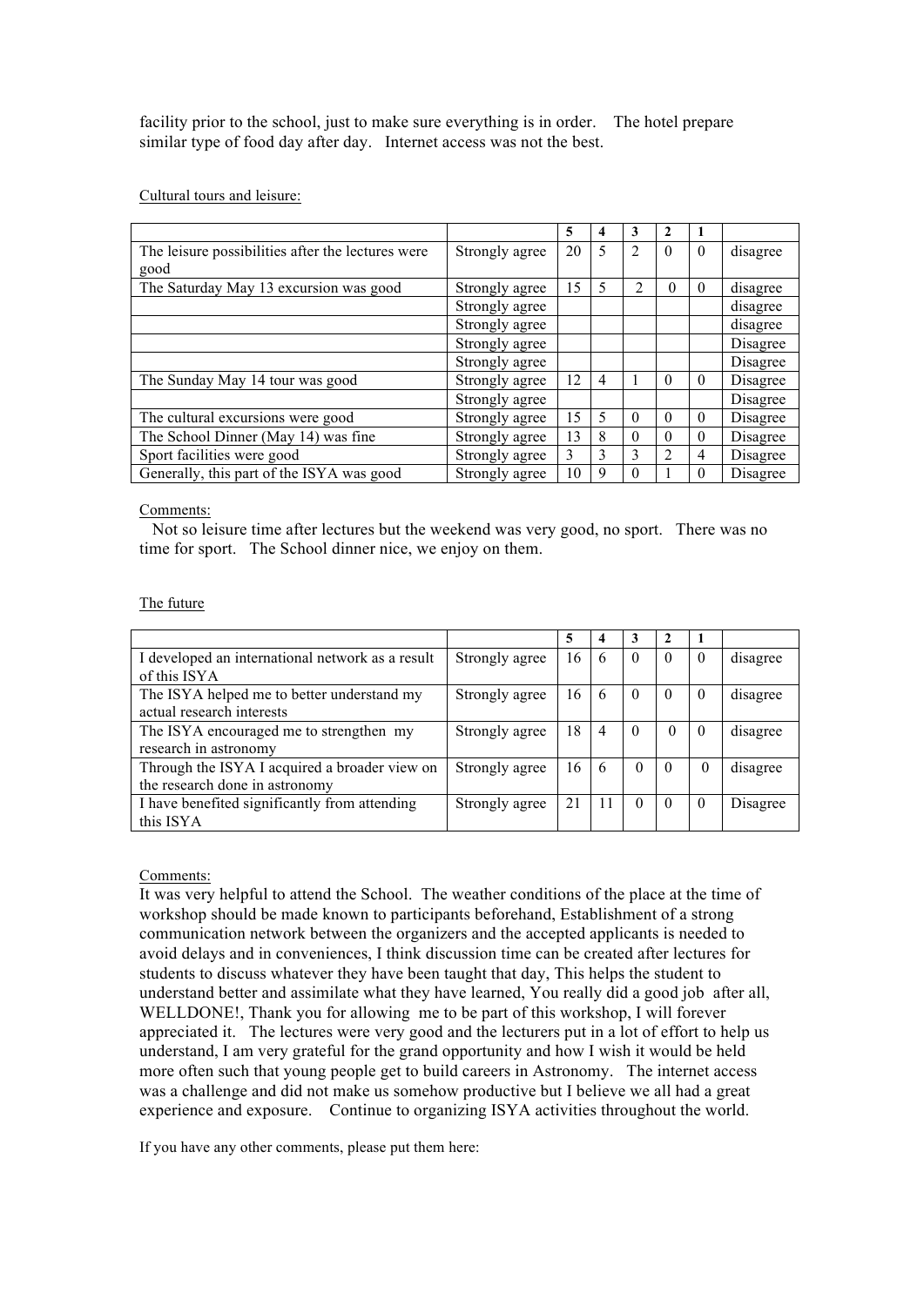facility prior to the school, just to make sure everything is in order. The hotel prepare similar type of food day after day. Internet access was not the best.

Cultural tours and leisure:

| | | 5 | 4 | 3 | 2 | 1 | |
|---|---|---|---|---|---|---|---|
| The leisure possibilities after the lectures were good | Strongly agree | 20 | 5 | 2 | 0 | 0 | disagree |
| The Saturday May 13 excursion was good | Strongly agree | 15 | 5 | 2 | 0 | 0 | disagree |
| | Strongly agree | | | | | | disagree |
| | Strongly agree | | | | | | disagree |
| | Strongly agree | | | | | | Disagree |
| | Strongly agree | | | | | | Disagree |
| The Sunday May 14 tour was good | Strongly agree | 12 | 4 | 1 | 0 | 0 | Disagree |
| | Strongly agree | | | | | | Disagree |
| The cultural excursions were good | Strongly agree | 15 | 5 | 0 | 0 | 0 | Disagree |
| The School Dinner (May 14) was fine | Strongly agree | 13 | 8 | 0 | 0 | 0 | Disagree |
| Sport facilities were good | Strongly agree | 3 | 3 | 3 | 2 | 4 | Disagree |
| Generally, this part of the ISYA was good | Strongly agree | 10 | 9 | 0 | 1 | 0 | Disagree |

Comments:

Not so leisure time after lectures but the weekend was very good, no sport. There was no time for sport. The School dinner nice, we enjoy on them.

The future

| | | 5 | 4 | 3 | 2 | 1 | |
|---|---|---|---|---|---|---|---|
| I developed an international network as a result of this ISYA | Strongly agree | 16 | 6 | 0 | 0 | 0 | disagree |
| The ISYA helped me to better understand my actual research interests | Strongly agree | 16 | 6 | 0 | 0 | 0 | disagree |
| The ISYA encouraged me to strengthen my research in astronomy | Strongly agree | 18 | 4 | 0 | 0 | 0 | disagree |
| Through the ISYA I acquired a broader view on the research done in astronomy | Strongly agree | 16 | 6 | 0 | 0 | 0 | disagree |
| I have benefited significantly from attending this ISYA | Strongly agree | 21 | 11 | 0 | 0 | 0 | Disagree |

Comments:

It was very helpful to attend the School. The weather conditions of the place at the time of workshop should be made known to participants beforehand, Establishment of a strong communication network between the organizers and the accepted applicants is needed to avoid delays and in conveniences, I think discussion time can be created after lectures for students to discuss whatever they have been taught that day, This helps the student to understand better and assimilate what they have learned, You really did a good job after all, WELLDONE!, Thank you for allowing me to be part of this workshop, I will forever appreciated it. The lectures were very good and the lecturers put in a lot of effort to help us understand, I am very grateful for the grand opportunity and how I wish it would be held more often such that young people get to build careers in Astronomy. The internet access was a challenge and did not make us somehow productive but I believe we all had a great experience and exposure. Continue to organizing ISYA activities throughout the world.

If you have any other comments, please put them here: